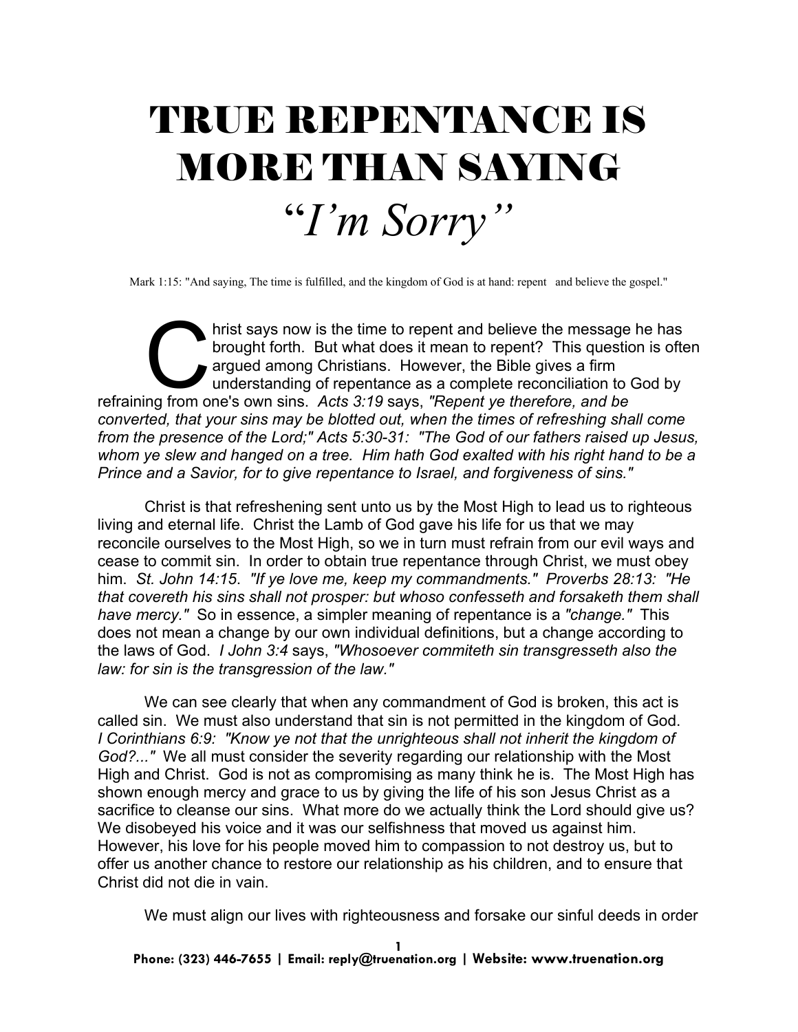# TRUE REPENTANCE IS MORE THAN SAYING *"I'm Sorry"*

Mark 1:15: "And saying, The time is fulfilled, and the kingdom of God is at hand: repent and believe the gospel."

Christ says now is the time to repent and believe the message he has brought forth. But what does it mean to repent? This question is often argued among Christians. However, the Bible gives a firm understanding of repentance as a complete reconciliation to God by refraining from one's own sins. *Acts 3:19* says, *"Repent ye therefore, and be converted, that your sins may be blotted out, when the times of refreshing shall come from the presence of the Lord;" Acts 5:30-31: "The God of our fathers raised up Jesus, whom ye slew and hanged on a tree. Him hath God exalted with his right hand to be a Prince and a Savior, for to give repentance to Israel, and forgiveness of sins."*

Christ is that refreshening sent unto us by the Most High to lead us to righteous living and eternal life. Christ the Lamb of God gave his life for us that we may reconcile ourselves to the Most High, so we in turn must refrain from our evil ways and cease to commit sin. In order to obtain true repentance through Christ, we must obey him. *St. John 14:15. "If ye love me, keep my commandments." Proverbs 28:13: "He that covereth his sins shall not prosper: but whoso confesseth and forsaketh them shall have mercy."* So in essence, a simpler meaning of repentance is a *"change."* This does not mean a change by our own individual definitions, but a change according to the laws of God. *I John 3:4* says, *"Whosoever commiteth sin transgresseth also the law: for sin is the transgression of the law."*

We can see clearly that when any commandment of God is broken, this act is called sin. We must also understand that sin is not permitted in the kingdom of God. *I Corinthians 6:9: "Know ye not that the unrighteous shall not inherit the kingdom of God?..."* We all must consider the severity regarding our relationship with the Most High and Christ. God is not as compromising as many think he is. The Most High has shown enough mercy and grace to us by giving the life of his son Jesus Christ as a sacrifice to cleanse our sins. What more do we actually think the Lord should give us? We disobeyed his voice and it was our selfishness that moved us against him. However, his love for his people moved him to compassion to not destroy us, but to offer us another chance to restore our relationship as his children, and to ensure that Christ did not die in vain.

We must align our lives with righteousness and forsake our sinful deeds in order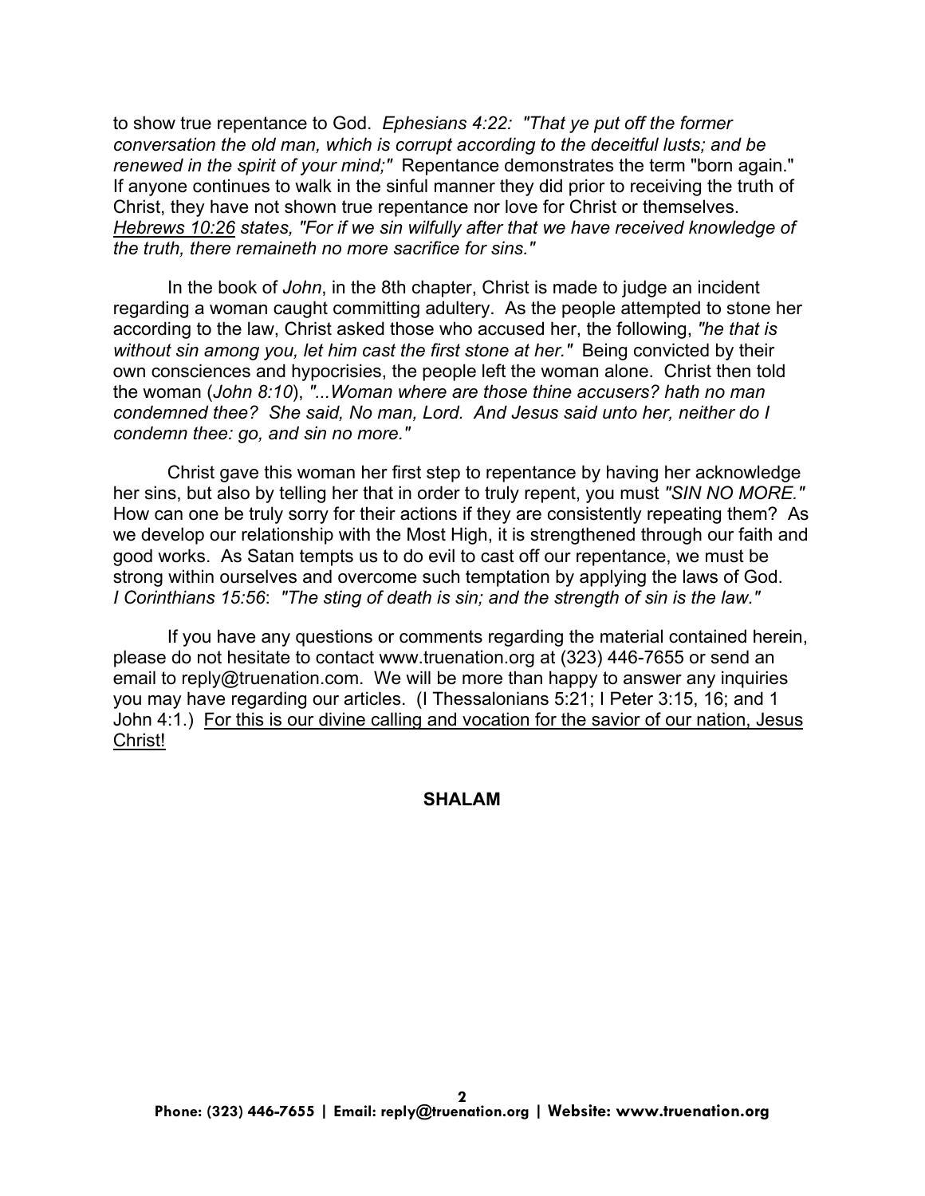to show true repentance to God. *Ephesians 4:22: "That ye put off the former conversation the old man, which is corrupt according to the deceitful lusts; and be renewed in the spirit of your mind;"* Repentance demonstrates the term "born again." If anyone continues to walk in the sinful manner they did prior to receiving the truth of Christ, they have not shown true repentance nor love for Christ or themselves. *<u>Hebrews 10:26</u> states, "For if we sin wilfully after that we have received knowledge of the truth, there remaineth no more sacrifice for sins."*

In the book of *John*, in the 8th chapter, Christ is made to judge an incident regarding a woman caught committing adultery. As the people attempted to stone her according to the law, Christ asked those who accused her, the following, *"he that is without sin among you, let him cast the first stone at her."* Being convicted by their own consciences and hypocrisies, the people left the woman alone. Christ then told the woman (*John 8:10*), *"...Woman where are those thine accusers? hath no man condemned thee? She said, No man, Lord. And Jesus said unto her, neither do I condemn thee: go, and sin no more."*

Christ gave this woman her first step to repentance by having her acknowledge her sins, but also by telling her that in order to truly repent, you must *"SIN NO MORE."* How can one be truly sorry for their actions if they are consistently repeating them? As we develop our relationship with the Most High, it is strengthened through our faith and good works. As Satan tempts us to do evil to cast off our repentance, we must be strong within ourselves and overcome such temptation by applying the laws of God. *I Corinthians 15:56*: *"The sting of death is sin; and the strength of sin is the law."*

If you have any questions or comments regarding the material contained herein, please do not hesitate to contact www.truenation.org at (323) 446-7655 or send an email to reply@truenation.com. We will be more than happy to answer any inquiries you may have regarding our articles. (I Thessalonians 5:21; I Peter 3:15, 16; and 1 John 4:1.) <u>For this is our divine calling and vocation for the savior of our nation, Jesus Christ!</u>

**SHALAM**